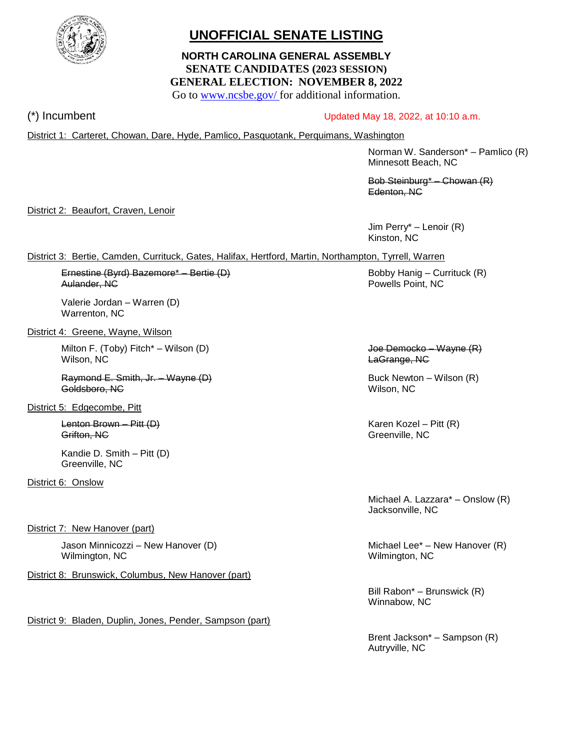# UNOFFICIAL SENATE LISTING

## NORTH CAROLINA GENERAL ASSEMBLY
### SENATE CANDIDATES (2023 SESSION)
### GENERAL ELECTION: NOVEMBER 8, 2022

Go to www.ncsbe.gov/ for additional information.

(*) Incumbent

Updated May 18, 2022, at 10:10 a.m.

District 1: Carteret, Chowan, Dare, Hyde, Pamlico, Pasquotank, Perquimans, Washington

Norman W. Sanderson* – Pamlico (R)
Minnesott Beach, NC

~~Bob Steinburg* – Chowan (R)~~
~~Edenton, NC~~

District 2: Beaufort, Craven, Lenoir

Jim Perry* – Lenoir (R)
Kinston, NC

District 3: Bertie, Camden, Currituck, Gates, Halifax, Hertford, Martin, Northampton, Tyrrell, Warren

~~Ernestine (Byrd) Bazemore* – Bertie (D)~~
~~Aulander, NC~~

Valerie Jordan – Warren (D)
Warrenton, NC

Bobby Hanig – Currituck (R)
Powells Point, NC

District 4: Greene, Wayne, Wilson

Milton F. (Toby) Fitch* – Wilson (D)
Wilson, NC

~~Raymond E. Smith, Jr. – Wayne (D)~~
~~Goldsboro, NC~~

~~Joe Democko – Wayne (R)~~
~~LaGrange, NC~~

Buck Newton – Wilson (R)
Wilson, NC

District 5: Edgecombe, Pitt

~~Lenton Brown – Pitt (D)~~
~~Grifton, NC~~

Kandie D. Smith – Pitt (D)
Greenville, NC

Karen Kozel – Pitt (R)
Greenville, NC

District 6: Onslow

Michael A. Lazzara* – Onslow (R)
Jacksonville, NC

District 7: New Hanover (part)

Jason Minnicozzi – New Hanover (D)
Wilmington, NC

Michael Lee* – New Hanover (R)
Wilmington, NC

District 8: Brunswick, Columbus, New Hanover (part)

Bill Rabon* – Brunswick (R)
Winnabow, NC

District 9: Bladen, Duplin, Jones, Pender, Sampson (part)

Brent Jackson* – Sampson (R)
Autryville, NC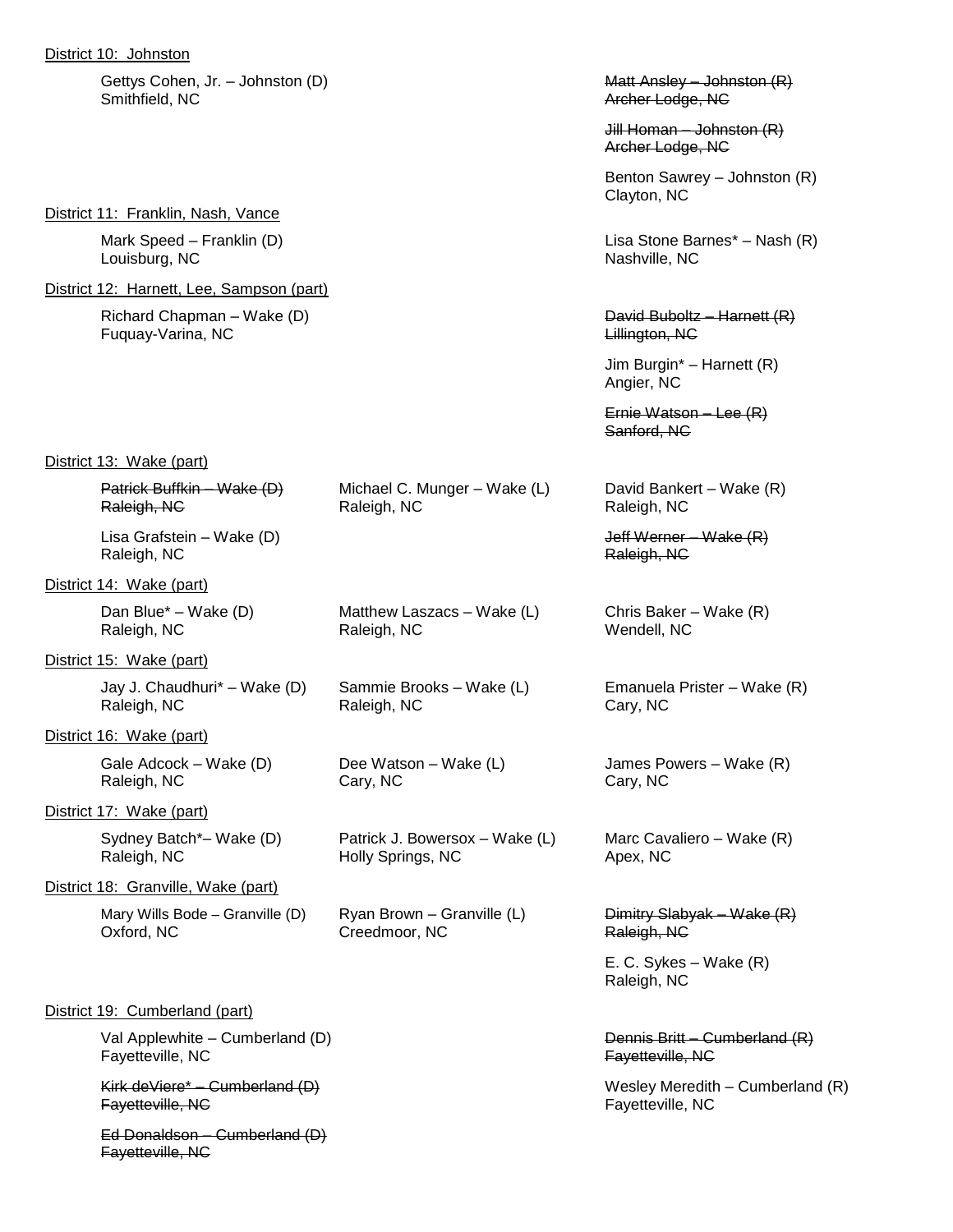District 10: Johnston

- Gettys Cohen, Jr. – Johnston (D)
  Smithfield, NC
- ~~Matt Ansley – Johnston (R)~~
  ~~Archer Lodge, NC~~
- ~~Jill Homan – Johnston (R)~~
  ~~Archer Lodge, NC~~
- Benton Sawrey – Johnston (R)
  Clayton, NC

District 11: Franklin, Nash, Vance

- Mark Speed – Franklin (D)
  Louisburg, NC
- Lisa Stone Barnes* – Nash (R)
  Nashville, NC

District 12: Harnett, Lee, Sampson (part)

- Richard Chapman – Wake (D)
  Fuquay-Varina, NC
- ~~David Buboltz – Harnett (R)~~
  ~~Lillington, NC~~
- Jim Burgin* – Harnett (R)
  Angier, NC
- ~~Ernie Watson – Lee (R)~~
  ~~Sanford, NC~~

District 13: Wake (part)

- ~~Patrick Buffkin – Wake (D)~~
  ~~Raleigh, NC~~
- Lisa Grafstein – Wake (D)
  Raleigh, NC
- Michael C. Munger – Wake (L)
  Raleigh, NC
- David Bankert – Wake (R)
  Raleigh, NC
- ~~Jeff Werner – Wake (R)~~
  ~~Raleigh, NC~~

District 14: Wake (part)

- Dan Blue* – Wake (D)
  Raleigh, NC
- Matthew Laszacs – Wake (L)
  Raleigh, NC
- Chris Baker – Wake (R)
  Wendell, NC

District 15: Wake (part)

- Jay J. Chaudhuri* – Wake (D)
  Raleigh, NC
- Sammie Brooks – Wake (L)
  Raleigh, NC
- Emanuela Prister – Wake (R)
  Cary, NC

District 16: Wake (part)

- Gale Adcock – Wake (D)
  Raleigh, NC
- Dee Watson – Wake (L)
  Cary, NC
- James Powers – Wake (R)
  Cary, NC

District 17: Wake (part)

- Sydney Batch*– Wake (D)
  Raleigh, NC
- Patrick J. Bowersox – Wake (L)
  Holly Springs, NC
- Marc Cavaliero – Wake (R)
  Apex, NC

District 18: Granville, Wake (part)

- Mary Wills Bode – Granville (D)
  Oxford, NC
- Ryan Brown – Granville (L)
  Creedmoor, NC
- ~~Dimitry Slabyak – Wake (R)~~
  ~~Raleigh, NC~~
- E. C. Sykes – Wake (R)
  Raleigh, NC

District 19: Cumberland (part)

- Val Applewhite – Cumberland (D)
  Fayetteville, NC
- ~~Kirk deViere* – Cumberland (D)~~
  ~~Fayetteville, NC~~
- ~~Ed Donaldson – Cumberland (D)~~
  ~~Fayetteville, NC~~
- ~~Dennis Britt – Cumberland (R)~~
  ~~Fayetteville, NC~~
- Wesley Meredith – Cumberland (R)
  Fayetteville, NC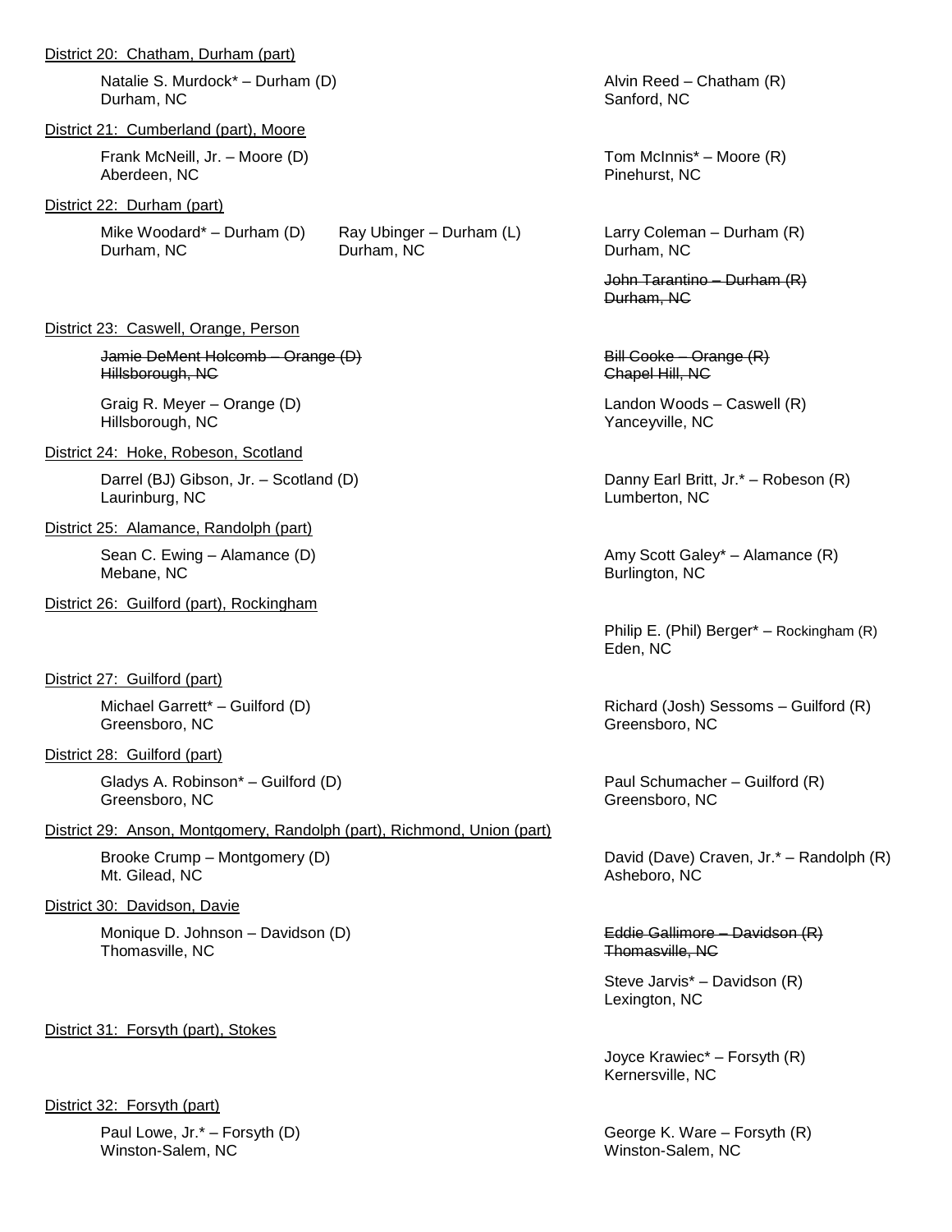District 20: Chatham, Durham (part)

Natalie S. Murdock* – Durham (D)
Durham, NC

Alvin Reed – Chatham (R)
Sanford, NC

District 21: Cumberland (part), Moore

Frank McNeill, Jr. – Moore (D)
Aberdeen, NC

Tom McInnis* – Moore (R)
Pinehurst, NC

District 22: Durham (part)

Mike Woodard* – Durham (D)
Durham, NC

Ray Ubinger – Durham (L)
Durham, NC

Larry Coleman – Durham (R)
Durham, NC

~~John Tarantino – Durham (R)~~
~~Durham, NC~~

District 23: Caswell, Orange, Person

~~Jamie DeMent Holcomb – Orange (D)~~
~~Hillsborough, NC~~

Graig R. Meyer – Orange (D)
Hillsborough, NC

~~Bill Cooke – Orange (R)~~
~~Chapel Hill, NC~~

Landon Woods – Caswell (R)
Yanceyville, NC

District 24: Hoke, Robeson, Scotland

Darrel (BJ) Gibson, Jr. – Scotland (D)
Laurinburg, NC

Danny Earl Britt, Jr.* – Robeson (R)
Lumberton, NC

District 25: Alamance, Randolph (part)

Sean C. Ewing – Alamance (D)
Mebane, NC

Amy Scott Galey* – Alamance (R)
Burlington, NC

District 26: Guilford (part), Rockingham

Philip E. (Phil) Berger* – Rockingham (R)
Eden, NC

District 27: Guilford (part)

Michael Garrett* – Guilford (D)
Greensboro, NC

Richard (Josh) Sessoms – Guilford (R)
Greensboro, NC

District 28: Guilford (part)

Gladys A. Robinson* – Guilford (D)
Greensboro, NC

Paul Schumacher – Guilford (R)
Greensboro, NC

District 29: Anson, Montgomery, Randolph (part), Richmond, Union (part)

Brooke Crump – Montgomery (D)
Mt. Gilead, NC

David (Dave) Craven, Jr.* – Randolph (R)
Asheboro, NC

District 30: Davidson, Davie

Monique D. Johnson – Davidson (D)
Thomasville, NC

~~Eddie Gallimore – Davidson (R)~~
~~Thomasville, NC~~

Steve Jarvis* – Davidson (R)
Lexington, NC

District 31: Forsyth (part), Stokes

Joyce Krawiec* – Forsyth (R)
Kernersville, NC

District 32: Forsyth (part)

Paul Lowe, Jr.* – Forsyth (D)
Winston-Salem, NC

George K. Ware – Forsyth (R)
Winston-Salem, NC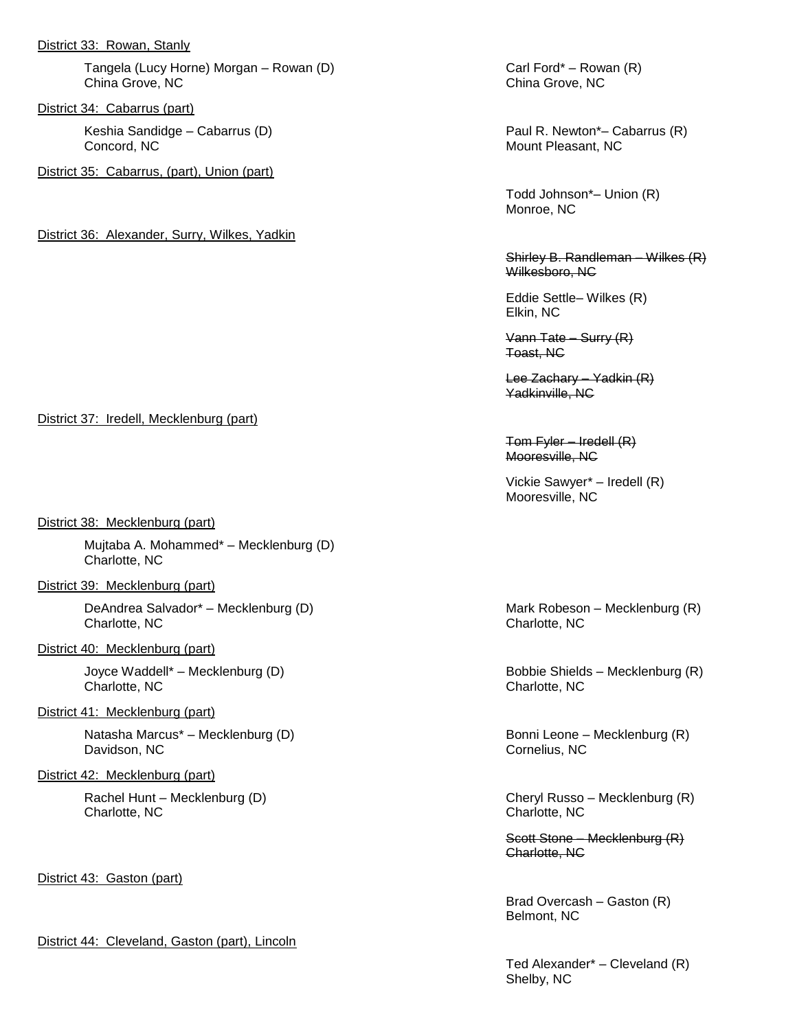District 33: Rowan, Stanly

Tangela (Lucy Horne) Morgan – Rowan (D)
China Grove, NC

Carl Ford* – Rowan (R)
China Grove, NC

District 34: Cabarrus (part)

Keshia Sandidge – Cabarrus (D)
Concord, NC

Paul R. Newton*– Cabarrus (R)
Mount Pleasant, NC

District 35: Cabarrus, (part), Union (part)

Todd Johnson*– Union (R)
Monroe, NC

District 36: Alexander, Surry, Wilkes, Yadkin

~~Shirley B. Randleman – Wilkes (R)~~
~~Wilkesboro, NC~~

Eddie Settle– Wilkes (R)
Elkin, NC

~~Vann Tate – Surry (R)~~
~~Toast, NC~~

~~Lee Zachary – Yadkin (R)~~
~~Yadkinville, NC~~

District 37: Iredell, Mecklenburg (part)

~~Tom Fyler – Iredell (R)~~
~~Mooresville, NC~~

Vickie Sawyer* – Iredell (R)
Mooresville, NC

District 38: Mecklenburg (part)

Mujtaba A. Mohammed* – Mecklenburg (D)
Charlotte, NC

District 39: Mecklenburg (part)

DeAndrea Salvador* – Mecklenburg (D)
Charlotte, NC

Mark Robeson – Mecklenburg (R)
Charlotte, NC

District 40: Mecklenburg (part)

Joyce Waddell* – Mecklenburg (D)
Charlotte, NC

Bobbie Shields – Mecklenburg (R)
Charlotte, NC

District 41: Mecklenburg (part)

Natasha Marcus* – Mecklenburg (D)
Davidson, NC

Bonni Leone – Mecklenburg (R)
Cornelius, NC

District 42: Mecklenburg (part)

Rachel Hunt – Mecklenburg (D)
Charlotte, NC

Cheryl Russo – Mecklenburg (R)
Charlotte, NC

~~Scott Stone – Mecklenburg (R)~~
~~Charlotte, NC~~

District 43: Gaston (part)

Brad Overcash – Gaston (R)
Belmont, NC

District 44: Cleveland, Gaston (part), Lincoln

Ted Alexander* – Cleveland (R)
Shelby, NC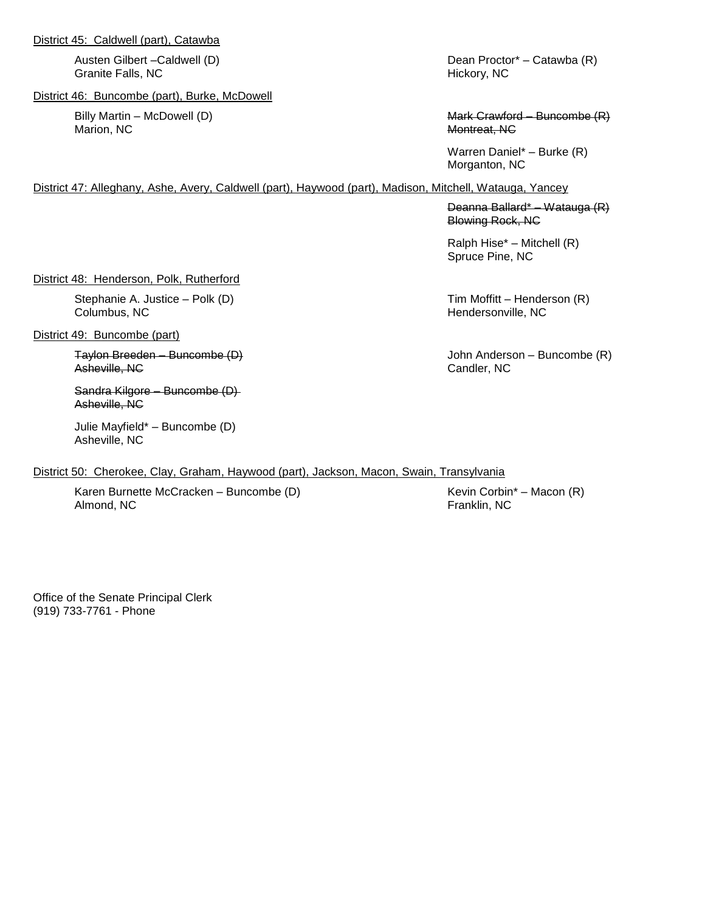District 45: Caldwell (part), Catawba

Austen Gilbert –Caldwell (D)
Granite Falls, NC

Dean Proctor* – Catawba (R)
Hickory, NC

District 46: Buncombe (part), Burke, McDowell

Billy Martin – McDowell (D)
Marion, NC

~~Mark Crawford – Buncombe (R)~~
~~Montreat, NC~~

Warren Daniel* – Burke (R)
Morganton, NC

District 47: Alleghany, Ashe, Avery, Caldwell (part), Haywood (part), Madison, Mitchell, Watauga, Yancey

~~Deanna Ballard* – Watauga (R)~~
~~Blowing Rock, NC~~

Ralph Hise* – Mitchell (R)
Spruce Pine, NC

District 48: Henderson, Polk, Rutherford

Stephanie A. Justice – Polk (D)
Columbus, NC

Tim Moffitt – Henderson (R)
Hendersonville, NC

District 49: Buncombe (part)

~~Taylon Breeden – Buncombe (D)~~
~~Asheville, NC~~

~~Sandra Kilgore – Buncombe (D)~~
~~Asheville, NC~~

Julie Mayfield* – Buncombe (D)
Asheville, NC

John Anderson – Buncombe (R)
Candler, NC

District 50: Cherokee, Clay, Graham, Haywood (part), Jackson, Macon, Swain, Transylvania

Karen Burnette McCracken – Buncombe (D)
Almond, NC

Kevin Corbin* – Macon (R)
Franklin, NC

Office of the Senate Principal Clerk
(919) 733-7761 - Phone